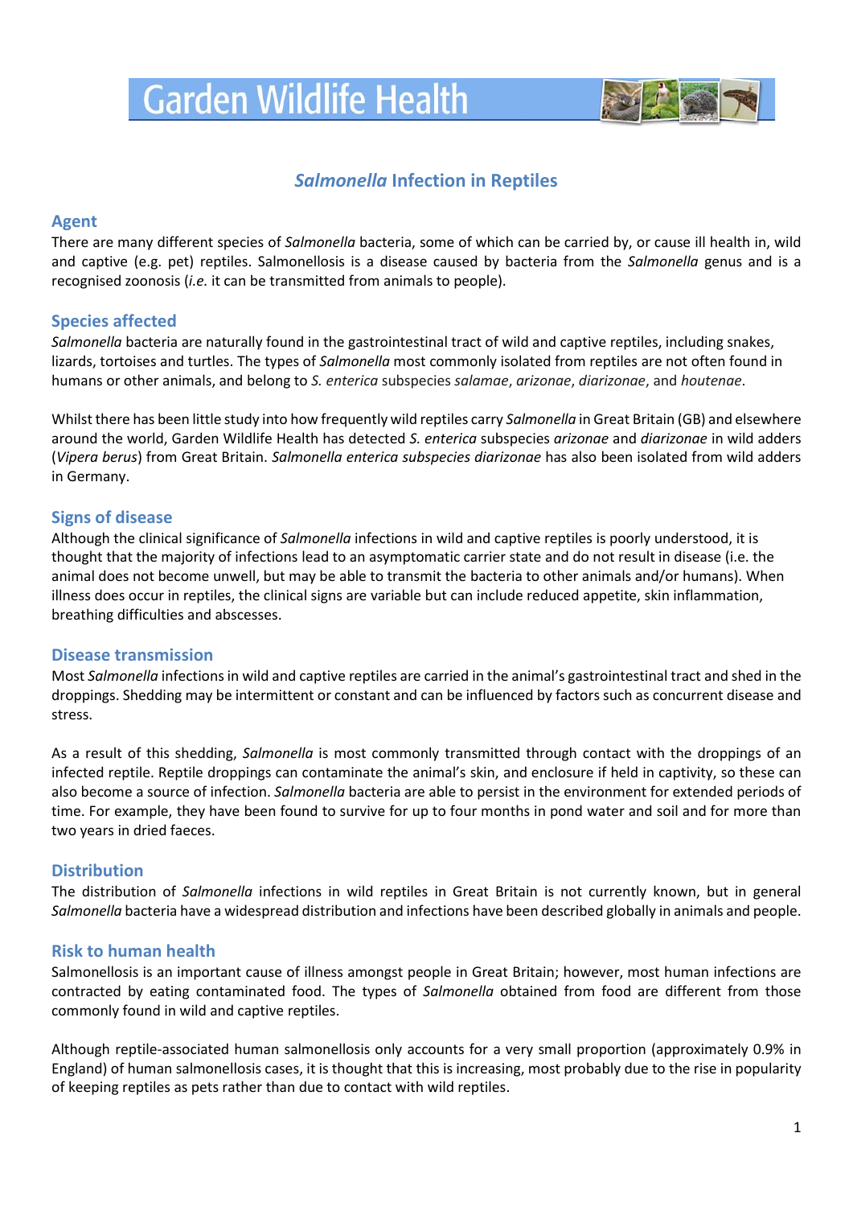# Garden Wildlife Health

## *Salmonella* Infection in Reptiles

### Agent

There are many different species of *Salmonella* bacteria, some of which can be carried by, or cause ill health in, wild and captive (e.g. pet) reptiles. Salmonellosis is a disease caused by bacteria from the *Salmonella* genus and is a recognised zoonosis (*i.e.* it can be transmitted from animals to people).

### Species affected

*Salmonella* bacteria are naturally found in the gastrointestinal tract of wild and captive reptiles, including snakes, lizards, tortoises and turtles. The types of *Salmonella* most commonly isolated from reptiles are not often found in humans or other animals, and belong to *S. enterica* subspecies *salamae*, *arizonae*, *diarizonae*, and *houtenae*.

Whilst there has been little study into how frequently wild reptiles carry *Salmonella* in Great Britain (GB) and elsewhere around the world, Garden Wildlife Health has detected *S. enterica* subspecies *arizonae* and *diarizonae* in wild adders (*Vipera berus*) from Great Britain. *Salmonella enterica subspecies diarizonae* has also been isolated from wild adders in Germany.

### Signs of disease

Although the clinical significance of *Salmonella* infections in wild and captive reptiles is poorly understood, it is thought that the majority of infections lead to an asymptomatic carrier state and do not result in disease (i.e. the animal does not become unwell, but may be able to transmit the bacteria to other animals and/or humans). When illness does occur in reptiles, the clinical signs are variable but can include reduced appetite, skin inflammation, breathing difficulties and abscesses.

### Disease transmission

Most *Salmonella* infections in wild and captive reptiles are carried in the animal's gastrointestinal tract and shed in the droppings. Shedding may be intermittent or constant and can be influenced by factors such as concurrent disease and stress.

As a result of this shedding, *Salmonella* is most commonly transmitted through contact with the droppings of an infected reptile. Reptile droppings can contaminate the animal's skin, and enclosure if held in captivity, so these can also become a source of infection. *Salmonella* bacteria are able to persist in the environment for extended periods of time. For example, they have been found to survive for up to four months in pond water and soil and for more than two years in dried faeces.

### Distribution

The distribution of *Salmonella* infections in wild reptiles in Great Britain is not currently known, but in general *Salmonella* bacteria have a widespread distribution and infections have been described globally in animals and people.

### Risk to human health

Salmonellosis is an important cause of illness amongst people in Great Britain; however, most human infections are contracted by eating contaminated food. The types of *Salmonella* obtained from food are different from those commonly found in wild and captive reptiles.

Although reptile-associated human salmonellosis only accounts for a very small proportion (approximately 0.9% in England) of human salmonellosis cases, it is thought that this is increasing, most probably due to the rise in popularity of keeping reptiles as pets rather than due to contact with wild reptiles.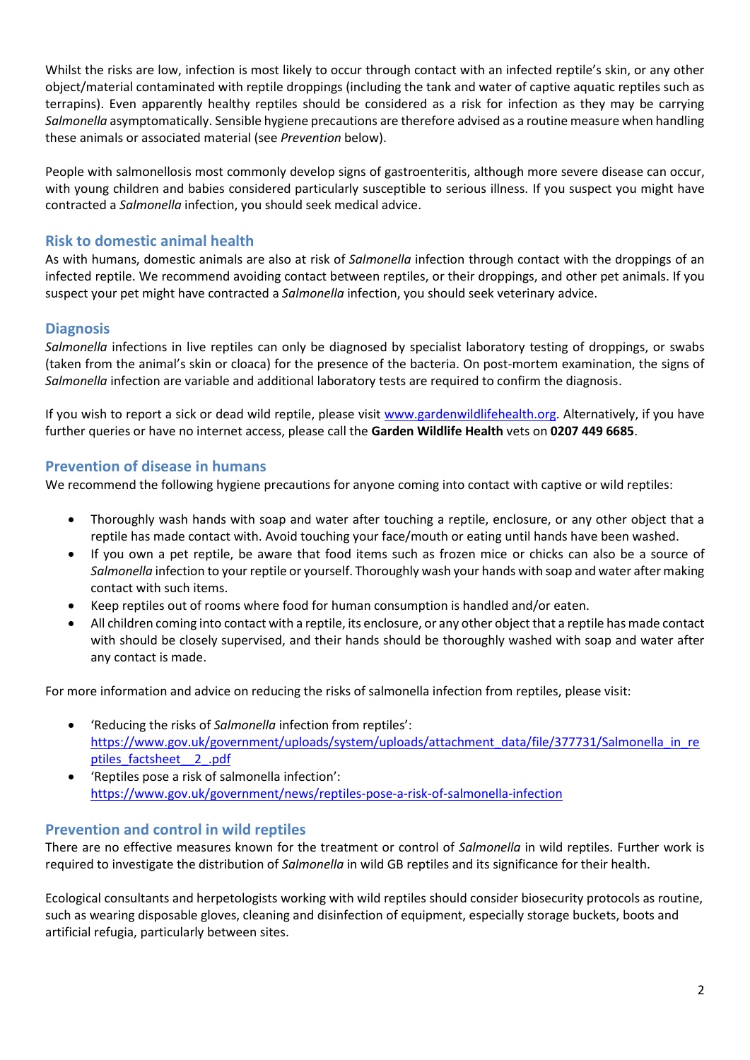Whilst the risks are low, infection is most likely to occur through contact with an infected reptile's skin, or any other object/material contaminated with reptile droppings (including the tank and water of captive aquatic reptiles such as terrapins). Even apparently healthy reptiles should be considered as a risk for infection as they may be carrying *Salmonella* asymptomatically. Sensible hygiene precautions are therefore advised as a routine measure when handling these animals or associated material (see *Prevention* below).

People with salmonellosis most commonly develop signs of gastroenteritis, although more severe disease can occur, with young children and babies considered particularly susceptible to serious illness. If you suspect you might have contracted a *Salmonella* infection, you should seek medical advice.

## Risk to domestic animal health

As with humans, domestic animals are also at risk of *Salmonella* infection through contact with the droppings of an infected reptile. We recommend avoiding contact between reptiles, or their droppings, and other pet animals. If you suspect your pet might have contracted a *Salmonella* infection, you should seek veterinary advice.

## Diagnosis

*Salmonella* infections in live reptiles can only be diagnosed by specialist laboratory testing of droppings, or swabs (taken from the animal's skin or cloaca) for the presence of the bacteria. On post-mortem examination, the signs of *Salmonella* infection are variable and additional laboratory tests are required to confirm the diagnosis.

If you wish to report a sick or dead wild reptile, please visit [www.gardenwildlifehealth.org](www.gardenwildlifehealth.org). Alternatively, if you have further queries or have no internet access, please call the **Garden Wildlife Health** vets on **0207 449 6685**.

## Prevention of disease in humans

We recommend the following hygiene precautions for anyone coming into contact with captive or wild reptiles:

- Thoroughly wash hands with soap and water after touching a reptile, enclosure, or any other object that a reptile has made contact with. Avoid touching your face/mouth or eating until hands have been washed.
- If you own a pet reptile, be aware that food items such as frozen mice or chicks can also be a source of *Salmonella* infection to your reptile or yourself. Thoroughly wash your hands with soap and water after making contact with such items.
- Keep reptiles out of rooms where food for human consumption is handled and/or eaten.
- All children coming into contact with a reptile, its enclosure, or any other object that a reptile has made contact with should be closely supervised, and their hands should be thoroughly washed with soap and water after any contact is made.

For more information and advice on reducing the risks of salmonella infection from reptiles, please visit:

- 'Reducing the risks of *Salmonella* infection from reptiles': https://www.gov.uk/government/uploads/system/uploads/attachment_data/file/377731/Salmonella_in_reptiles_factsheet__2_.pdf
- 'Reptiles pose a risk of salmonella infection': https://www.gov.uk/government/news/reptiles-pose-a-risk-of-salmonella-infection

## Prevention and control in wild reptiles

There are no effective measures known for the treatment or control of *Salmonella* in wild reptiles. Further work is required to investigate the distribution of *Salmonella* in wild GB reptiles and its significance for their health.

Ecological consultants and herpetologists working with wild reptiles should consider biosecurity protocols as routine, such as wearing disposable gloves, cleaning and disinfection of equipment, especially storage buckets, boots and artificial refugia, particularly between sites.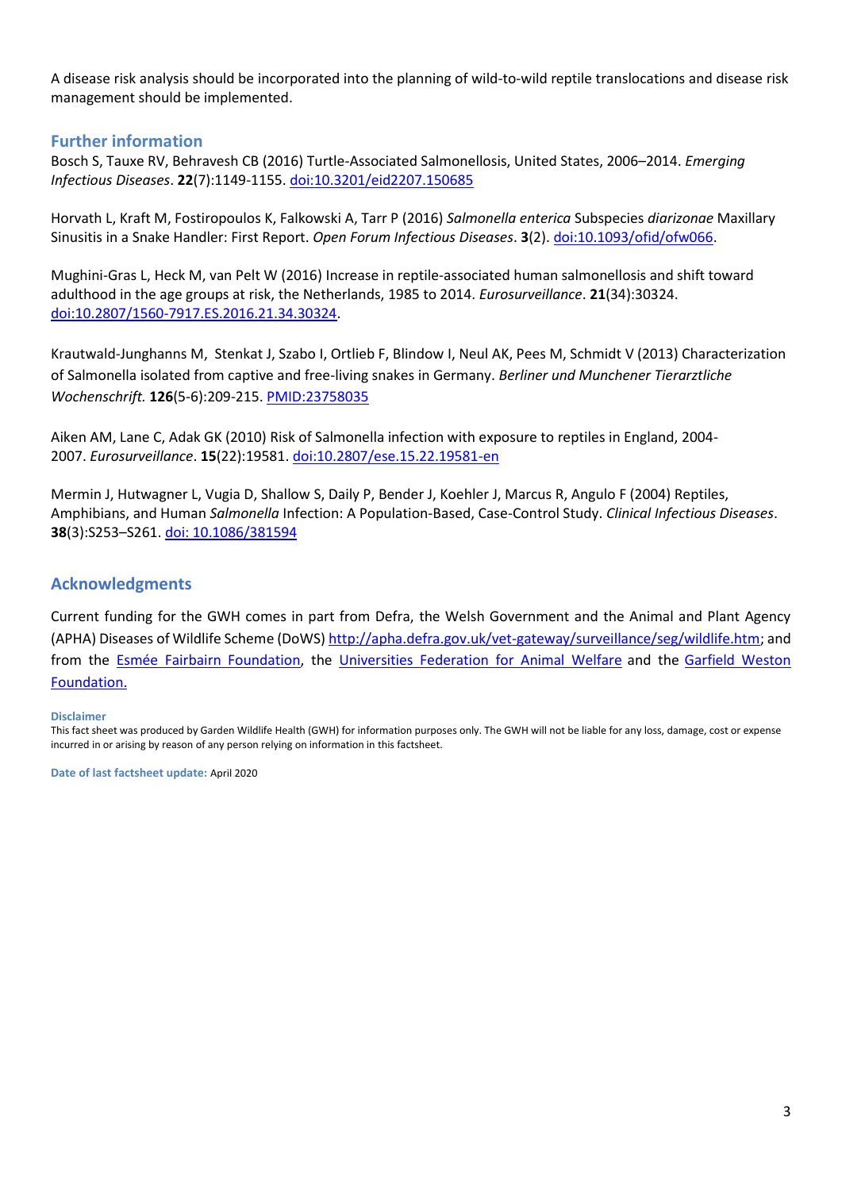A disease risk analysis should be incorporated into the planning of wild-to-wild reptile translocations and disease risk management should be implemented.

## Further information

Bosch S, Tauxe RV, Behravesh CB (2016) Turtle-Associated Salmonellosis, United States, 2006–2014. *Emerging Infectious Diseases*. **22**(7):1149-1155. doi:10.3201/eid2207.150685

Horvath L, Kraft M, Fostiropoulos K, Falkowski A, Tarr P (2016) *Salmonella enterica* Subspecies *diarizonae* Maxillary Sinusitis in a Snake Handler: First Report. *Open Forum Infectious Diseases*. **3**(2). doi:10.1093/ofid/ofw066.

Mughini-Gras L, Heck M, van Pelt W (2016) Increase in reptile-associated human salmonellosis and shift toward adulthood in the age groups at risk, the Netherlands, 1985 to 2014. *Eurosurveillance*. **21**(34):30324. doi:10.2807/1560-7917.ES.2016.21.34.30324.

Krautwald-Junghanns M, Stenkat J, Szabo I, Ortlieb F, Blindow I, Neul AK, Pees M, Schmidt V (2013) Characterization of Salmonella isolated from captive and free-living snakes in Germany. *Berliner und Munchener Tierarztliche Wochenschrift.* **126**(5-6):209-215. PMID:23758035

Aiken AM, Lane C, Adak GK (2010) Risk of Salmonella infection with exposure to reptiles in England, 2004-2007. *Eurosurveillance*. **15**(22):19581. doi:10.2807/ese.15.22.19581-en

Mermin J, Hutwagner L, Vugia D, Shallow S, Daily P, Bender J, Koehler J, Marcus R, Angulo F (2004) Reptiles, Amphibians, and Human *Salmonella* Infection: A Population-Based, Case-Control Study. *Clinical Infectious Diseases*. **38**(3):S253–S261. doi: 10.1086/381594

## Acknowledgments

Current funding for the GWH comes in part from Defra, the Welsh Government and the Animal and Plant Agency (APHA) Diseases of Wildlife Scheme (DoWS) http://apha.defra.gov.uk/vet-gateway/surveillance/seg/wildlife.htm; and from the Esmée Fairbairn Foundation, the Universities Federation for Animal Welfare and the Garfield Weston Foundation.

**Disclaimer**

This fact sheet was produced by Garden Wildlife Health (GWH) for information purposes only. The GWH will not be liable for any loss, damage, cost or expense incurred in or arising by reason of any person relying on information in this factsheet.

**Date of last factsheet update:** April 2020